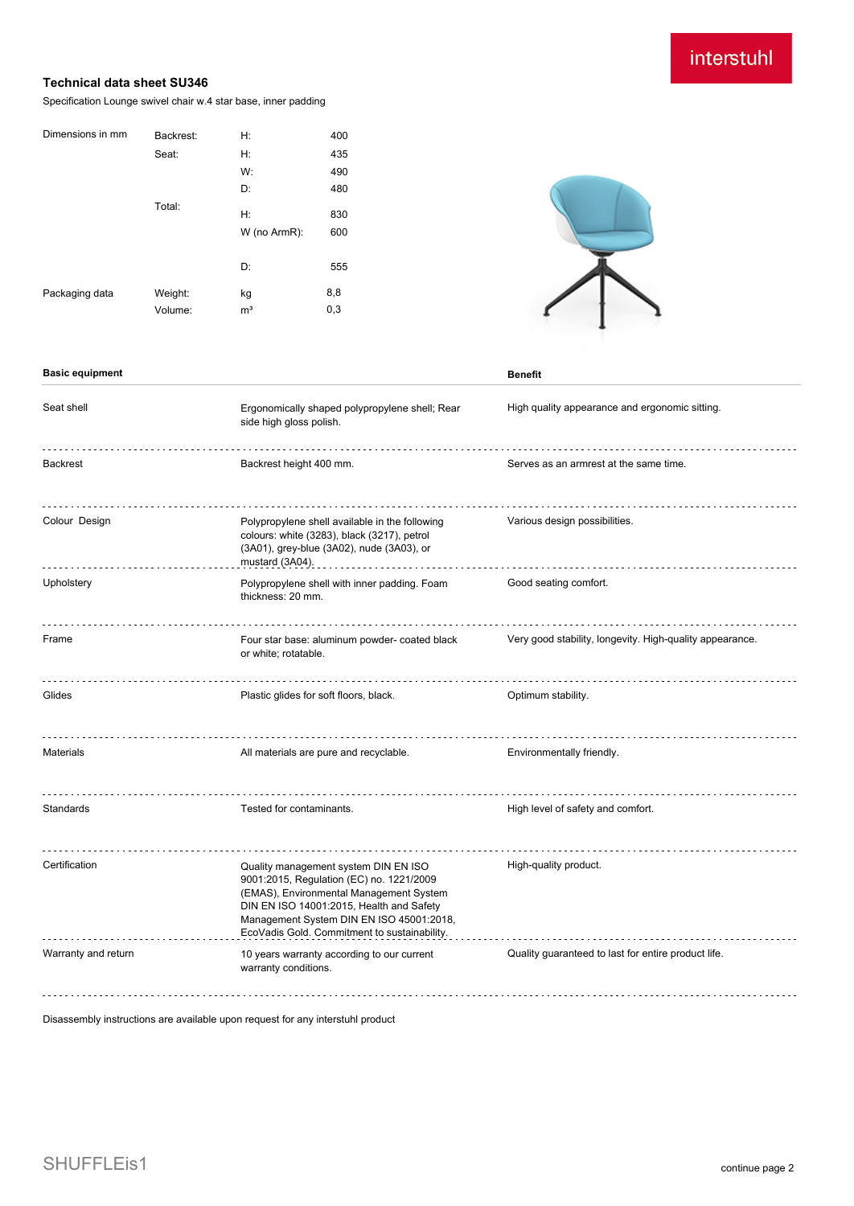# Technical data sheet SU346

Specification Lounge swivel chair w.4 star base, inner padding

| | | | |
|---|---|---|---|
| Dimensions in mm | Backrest: | H: | 400 |
| | Seat: | H: | 435 |
| | | W: | 490 |
| | | D: | 480 |
| | Total: | H: | 830 |
| | | W (no ArmR): | 600 |
| | | D: | 555 |
| Packaging data | Weight: | kg | 8,8 |
| | Volume: | m³ | 0,3 |

| Basic equipment | | Benefit |
|---|---|---|
| Seat shell | Ergonomically shaped polypropylene shell; Rear side high gloss polish. | High quality appearance and ergonomic sitting. |
| Backrest | Backrest height 400 mm. | Serves as an armrest at the same time. |
| Colour Design | Polypropylene shell available in the following colours: white (3283), black (3217), petrol (3A01), grey-blue (3A02), nude (3A03), or mustard (3A04). | Various design possibilities. |
| Upholstery | Polypropylene shell with inner padding. Foam thickness: 20 mm. | Good seating comfort. |
| Frame | Four star base: aluminum powder- coated black or white; rotatable. | Very good stability, longevity. High-quality appearance. |
| Glides | Plastic glides for soft floors, black. | Optimum stability. |
| Materials | All materials are pure and recyclable. | Environmentally friendly. |
| Standards | Tested for contaminants. | High level of safety and comfort. |
| Certification | Quality management system DIN EN ISO 9001:2015, Regulation (EC) no. 1221/2009 (EMAS), Environmental Management System DIN EN ISO 14001:2015, Health and Safety Management System DIN EN ISO 45001:2018, EcoVadis Gold. Commitment to sustainability. | High-quality product. |
| Warranty and return | 10 years warranty according to our current warranty conditions. | Quality guaranteed to last for entire product life. |

Disassembly instructions are available upon request for any interstuhl product

SHUFFLEis1

continue page 2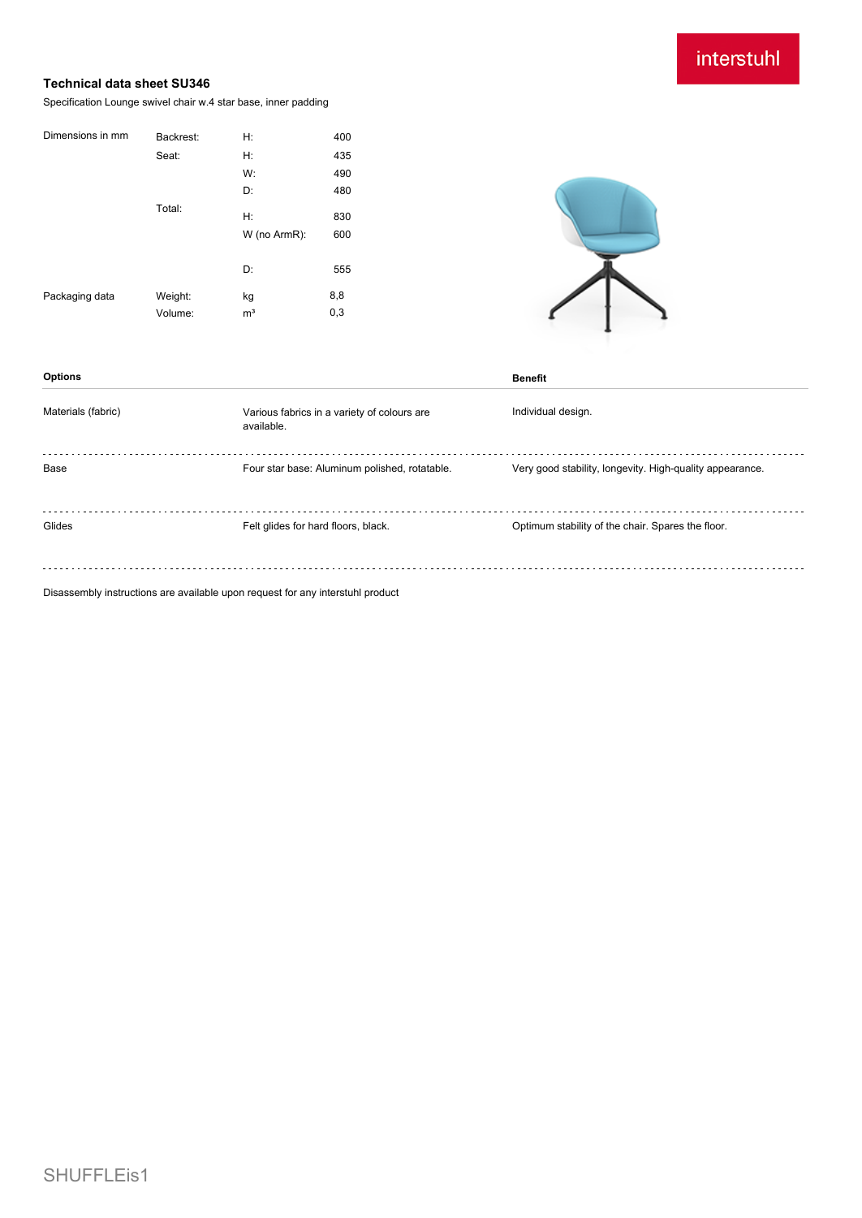interstuhl

### Technical data sheet SU346

Specification Lounge swivel chair w.4 star base, inner padding

| | | | |
|---|---|---|---|
| Dimensions in mm | Backrest: | H: | 400 |
| | Seat: | H: | 435 |
| | | W: | 490 |
| | | D: | 480 |
| | Total: | H: | 830 |
| | | W (no ArmR): | 600 |
| | | D: | 555 |
| Packaging data | Weight: | kg | 8,8 |
| | Volume: | m³ | 0,3 |

| **Options** | | **Benefit** |
|---|---|---|
| Materials (fabric) | Various fabrics in a variety of colours are available. | Individual design. |
| Base | Four star base: Aluminum polished, rotatable. | Very good stability, longevity. High-quality appearance. |
| Glides | Felt glides for hard floors, black. | Optimum stability of the chair. Spares the floor. |

Disassembly instructions are available upon request for any interstuhl product

SHUFFLEis1